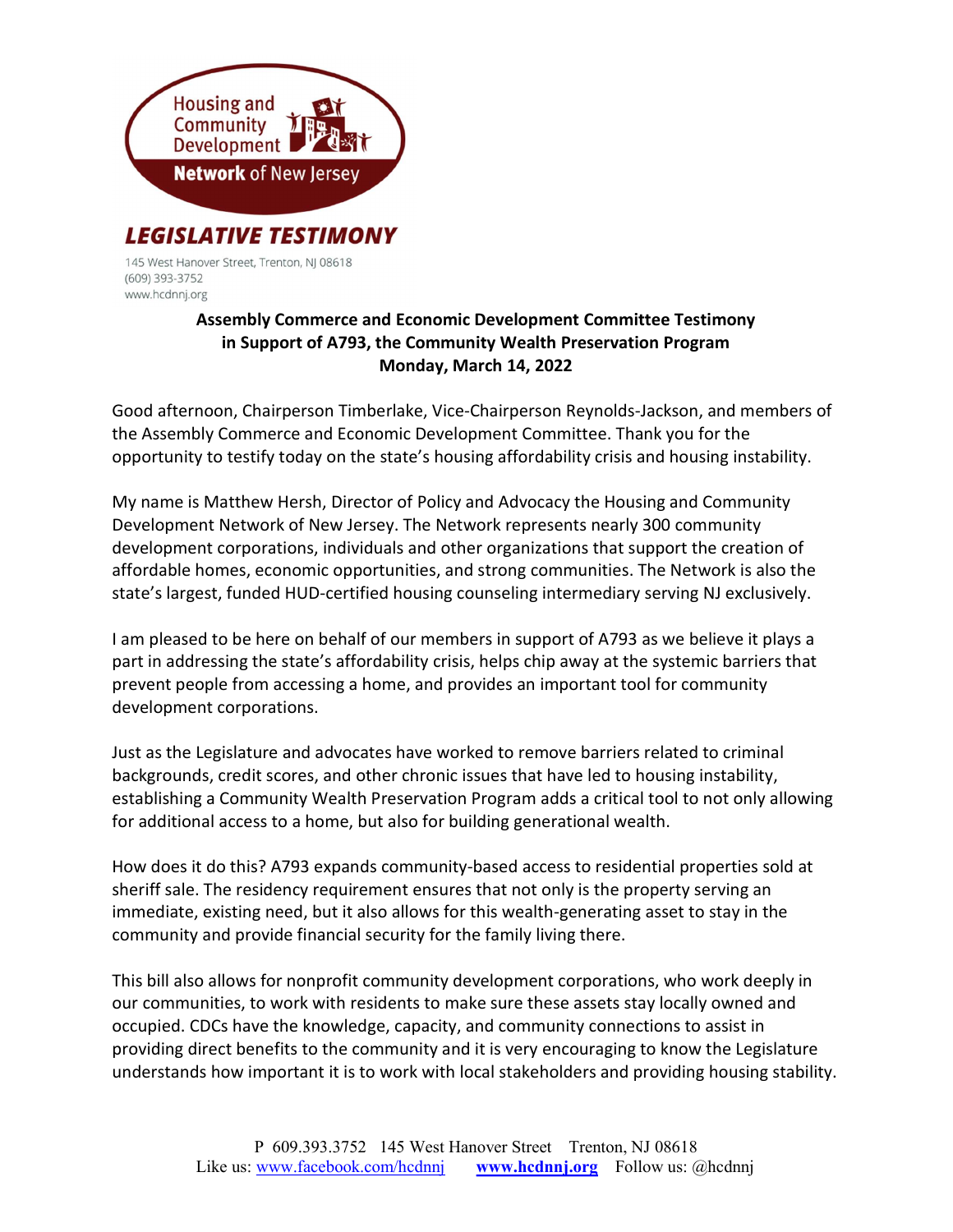Housing and Community Development Network of New Jersey

**LEGISLATIVE TESTIMONY**

145 West Hanover Street, Trenton, NJ 08618
(609) 393-3752
www.hcdnnj.org

**Assembly Commerce and Economic Development Committee Testimony**
**in Support of A793, the Community Wealth Preservation Program**
**Monday, March 14, 2022**

Good afternoon, Chairperson Timberlake, Vice-Chairperson Reynolds-Jackson, and members of the Assembly Commerce and Economic Development Committee. Thank you for the opportunity to testify today on the state's housing affordability crisis and housing instability.

My name is Matthew Hersh, Director of Policy and Advocacy the Housing and Community Development Network of New Jersey. The Network represents nearly 300 community development corporations, individuals and other organizations that support the creation of affordable homes, economic opportunities, and strong communities. The Network is also the state's largest, funded HUD-certified housing counseling intermediary serving NJ exclusively.

I am pleased to be here on behalf of our members in support of A793 as we believe it plays a part in addressing the state's affordability crisis, helps chip away at the systemic barriers that prevent people from accessing a home, and provides an important tool for community development corporations.

Just as the Legislature and advocates have worked to remove barriers related to criminal backgrounds, credit scores, and other chronic issues that have led to housing instability, establishing a Community Wealth Preservation Program adds a critical tool to not only allowing for additional access to a home, but also for building generational wealth.

How does it do this? A793 expands community-based access to residential properties sold at sheriff sale. The residency requirement ensures that not only is the property serving an immediate, existing need, but it also allows for this wealth-generating asset to stay in the community and provide financial security for the family living there.

This bill also allows for nonprofit community development corporations, who work deeply in our communities, to work with residents to make sure these assets stay locally owned and occupied. CDCs have the knowledge, capacity, and community connections to assist in providing direct benefits to the community and it is very encouraging to know the Legislature understands how important it is to work with local stakeholders and providing housing stability.

P 609.393.3752 145 West Hanover Street Trenton, NJ 08618
Like us: www.facebook.com/hcdnnj **www.hcdnnj.org** Follow us: @hcdnnj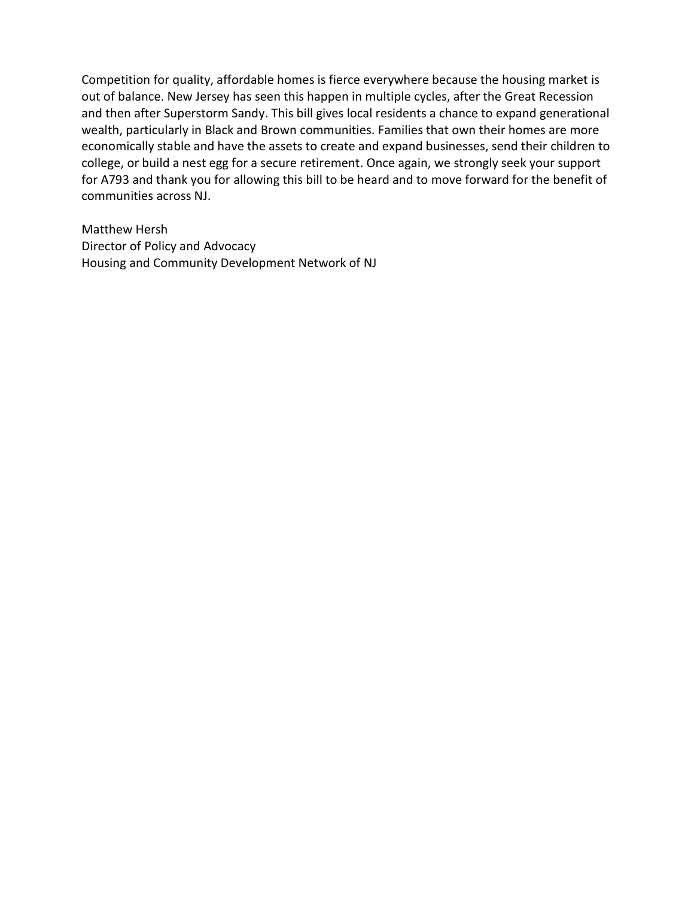Competition for quality, affordable homes is fierce everywhere because the housing market is out of balance. New Jersey has seen this happen in multiple cycles, after the Great Recession and then after Superstorm Sandy. This bill gives local residents a chance to expand generational wealth, particularly in Black and Brown communities. Families that own their homes are more economically stable and have the assets to create and expand businesses, send their children to college, or build a nest egg for a secure retirement. Once again, we strongly seek your support for A793 and thank you for allowing this bill to be heard and to move forward for the benefit of communities across NJ.

Matthew Hersh
Director of Policy and Advocacy
Housing and Community Development Network of NJ